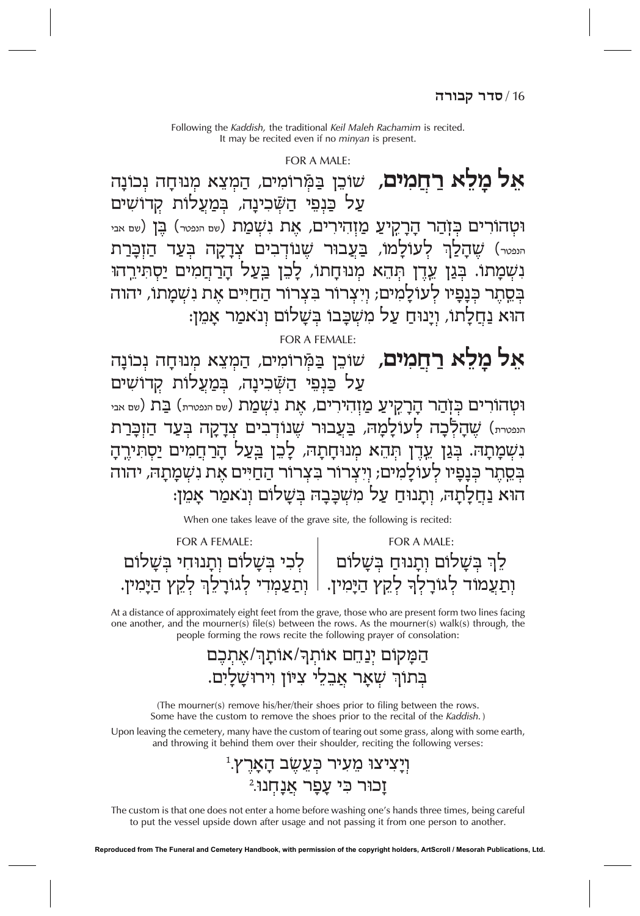Following the *Kaddish,* the traditional *Keil Maleh Rachamim* is recited. It may be recited even if no *minyan* is present.

FOR A MALE:

**אֵל מָלֵא רַחֲמִים,** שׁוֹכֵן בַּמְּרוֹמִים, הַמְצֵא מְנוּחָה נְכוֹנָה עַל כַּנְפֵי הַשְּׁכִינָה, בְּמַעֲלוֹת קְדוֹשִׁים וּטְהוֹרִים כְּזֹהַר הָרָקִיעַ מַזְהִירִים, אֶת נִשְׁמַת (שם הנפטר) בֶּן (שם אבי הנפטר) שֶׁהָלַךְ לְעוֹלָמוֹ, בַּעֲבוּר שֶׁנּוֹדְבִים צְדָקָה בְּעַד הַזְכָּרַת נִשְׁמָתוֹ. בְּגַן עֵדֶן תְּהֵא מְנוּחָתוֹ, לָכֵן בַּעַל הָרַחֲמִים יַסְתִּירֵהוּ בְּסֵתֶר כְּנָפָיו לְעוֹלָמִים; וְיִצְרוֹר בִּצְרוֹר הַחַיִּים אֶת נִשְׁמָתוֹ, יהוה הוּא נַחֲלָתוֹ, וְיָנוּחַ עַל מִשְׁכָּבוֹ בְּשָׁלוֹם וְנֹאמַר אָמֵן:

FOR A FEMALE:

**אֵל מָלֵא רַחֲמִים,** שׁוֹכֵן בַּמְּרוֹמִים, הַמְצֵא מְנוּחָה נְכוֹנָה עַל כַּנְפֵי הַשְּׁכִינָה, בְּמַעֲלוֹת קְדוֹשִׁים וּטְהוֹרִים כְּזֹהַר הָרָקִיעַ מַזְהִירִים, אֶת נִשְׁמַת (שם הנפטרת) בַּת (שם אבי הנפטרת) שֶׁהָלְכָה לְעוֹלָמָהּ, בַּעֲבוּר שֶׁנּוֹדְבִים צְדָקָה בְּעַד הַזְכָּרַת נִשְׁמָתָהּ. בְּגַן עֵדֶן תְּהֵא מְנוּחָתָהּ, לָכֵן בַּעַל הָרַחֲמִים יַסְתִּירֶהָ בְּסֵתֶר כְּנָפָיו לְעוֹלָמִים; וְיִצְרוֹר בִּצְרוֹר הַחַיִּים אֶת נִשְׁמָתָהּ, יהוה הוּא נַחֲלָתָהּ, וְתָנוּחַ עַל מִשְׁכָּבָהּ בְּשָׁלוֹם וְנֹאמַר אָמֵן:

When one takes leave of the grave site, the following is recited:

FOR A MALE:

לֵךְ בְּשָׁלוֹם וְתָנוּחַ בְּשָׁלוֹם
וְתַעֲמוֹד לְגוֹרָלְךָ לְקֵץ הַיָּמִין.

FOR A FEMALE:

לְכִי בְּשָׁלוֹם וְתָנוּחִי בְּשָׁלוֹם
וְתַעַמְדִי לְגוֹרָלֵךְ לְקֵץ הַיָּמִין.

At a distance of approximately eight feet from the grave, those who are present form two lines facing one another, and the mourner(s) file(s) between the rows. As the mourner(s) walk(s) through, the people forming the rows recite the following prayer of consolation:

הַמָּקוֹם יְנַחֵם אוֹתְךָ/אוֹתָךְ/אֶתְכֶם
בְּתוֹךְ שְׁאָר אֲבֵלֵי צִיּוֹן וִירוּשָׁלָיִם.

(The mourner(s) remove his/her/their shoes prior to filing between the rows. Some have the custom to remove the shoes prior to the recital of the *Kaddish.*)

Upon leaving the cemetery, many have the custom of tearing out some grass, along with some earth, and throwing it behind them over their shoulder, reciting the following verses:

וְיָצִיצוּ מֵעִיר כְּעֵשֶׂב הָאָרֶץ.[1]
זָכוּר כִּי עָפָר אֲנָחְנוּ.[2]

The custom is that one does not enter a home before washing one's hands three times, being careful to put the vessel upside down after usage and not passing it from one person to another.

**Reproduced from The Funeral and Cemetery Handbook, with permission of the copyright holders, ArtScroll / Mesorah Publications, Ltd.**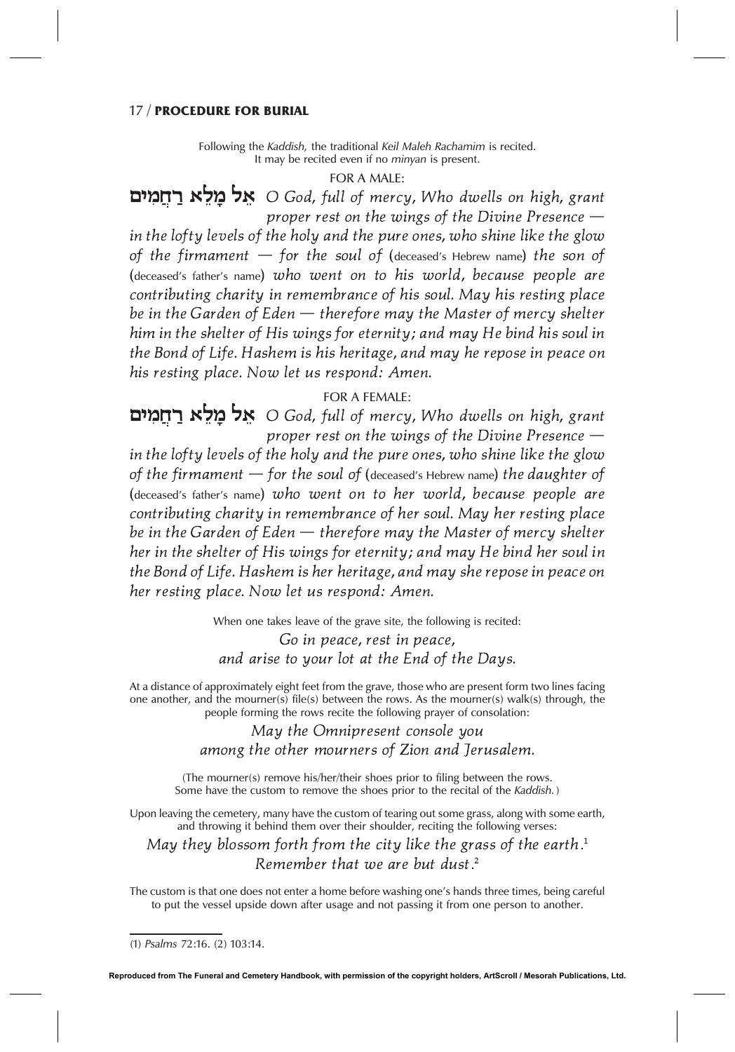Following the *Kaddish,* the traditional *Keil Maleh Rachamim* is recited. It may be recited even if no *minyan* is present.

FOR A MALE:

**אֵל מָלֵא רַחֲמִים** *O God, full of mercy, Who dwells on high, grant proper rest on the wings of the Divine Presence — in the lofty levels of the holy and the pure ones, who shine like the glow of the firmament — for the soul of* (deceased's Hebrew name) *the son of* (deceased's father's name) *who went on to his world, because people are contributing charity in remembrance of his soul. May his resting place be in the Garden of Eden — therefore may the Master of mercy shelter him in the shelter of His wings for eternity; and may He bind his soul in the Bond of Life. Hashem is his heritage, and may he repose in peace on his resting place. Now let us respond: Amen.*

FOR A FEMALE:

**אֵל מָלֵא רַחֲמִים** *O God, full of mercy, Who dwells on high, grant proper rest on the wings of the Divine Presence — in the lofty levels of the holy and the pure ones, who shine like the glow of the firmament — for the soul of* (deceased's Hebrew name) *the daughter of* (deceased's father's name) *who went on to her world, because people are contributing charity in remembrance of her soul. May her resting place be in the Garden of Eden — therefore may the Master of mercy shelter her in the shelter of His wings for eternity; and may He bind her soul in the Bond of Life. Hashem is her heritage, and may she repose in peace on her resting place. Now let us respond: Amen.*

When one takes leave of the grave site, the following is recited:

*Go in peace, rest in peace,*
*and arise to your lot at the End of the Days.*

At a distance of approximately eight feet from the grave, those who are present form two lines facing one another, and the mourner(s) file(s) between the rows. As the mourner(s) walk(s) through, the people forming the rows recite the following prayer of consolation:

*May the Omnipresent console you*
*among the other mourners of Zion and Jerusalem.*

(The mourner(s) remove his/her/their shoes prior to filing between the rows. Some have the custom to remove the shoes prior to the recital of the *Kaddish.*)

Upon leaving the cemetery, many have the custom of tearing out some grass, along with some earth, and throwing it behind them over their shoulder, reciting the following verses:

*May they blossom forth from the city like the grass of the earth.*[1]
*Remember that we are but dust.*[2]

The custom is that one does not enter a home before washing one's hands three times, being careful to put the vessel upside down after usage and not passing it from one person to another.

---

(1) *Psalms* 72:16. (2) 103:14.

**Reproduced from The Funeral and Cemetery Handbook, with permission of the copyright holders, ArtScroll / Mesorah Publications, Ltd.**